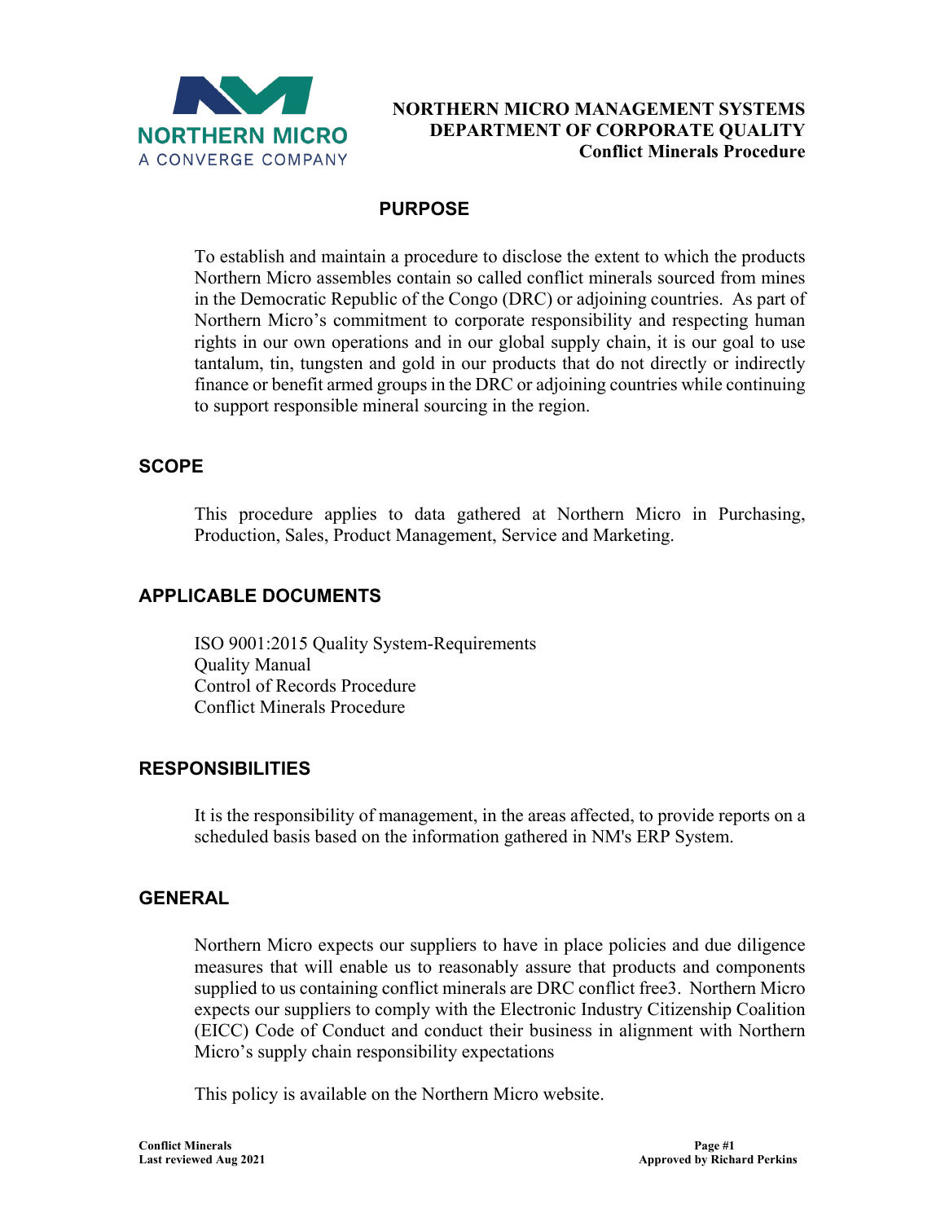NORTHERN MICRO
A CONVERGE COMPANY

**NORTHERN MICRO MANAGEMENT SYSTEMS**
**DEPARTMENT OF CORPORATE QUALITY**
**Conflict Minerals Procedure**

## PURPOSE

To establish and maintain a procedure to disclose the extent to which the products Northern Micro assembles contain so called conflict minerals sourced from mines in the Democratic Republic of the Congo (DRC) or adjoining countries. As part of Northern Micro's commitment to corporate responsibility and respecting human rights in our own operations and in our global supply chain, it is our goal to use tantalum, tin, tungsten and gold in our products that do not directly or indirectly finance or benefit armed groups in the DRC or adjoining countries while continuing to support responsible mineral sourcing in the region.

## SCOPE

This procedure applies to data gathered at Northern Micro in Purchasing, Production, Sales, Product Management, Service and Marketing.

## APPLICABLE DOCUMENTS

ISO 9001:2015 Quality System-Requirements
Quality Manual
Control of Records Procedure
Conflict Minerals Procedure

## RESPONSIBILITIES

It is the responsibility of management, in the areas affected, to provide reports on a scheduled basis based on the information gathered in NM's ERP System.

## GENERAL

Northern Micro expects our suppliers to have in place policies and due diligence measures that will enable us to reasonably assure that products and components supplied to us containing conflict minerals are DRC conflict free3. Northern Micro expects our suppliers to comply with the Electronic Industry Citizenship Coalition (EICC) Code of Conduct and conduct their business in alignment with Northern Micro's supply chain responsibility expectations

This policy is available on the Northern Micro website.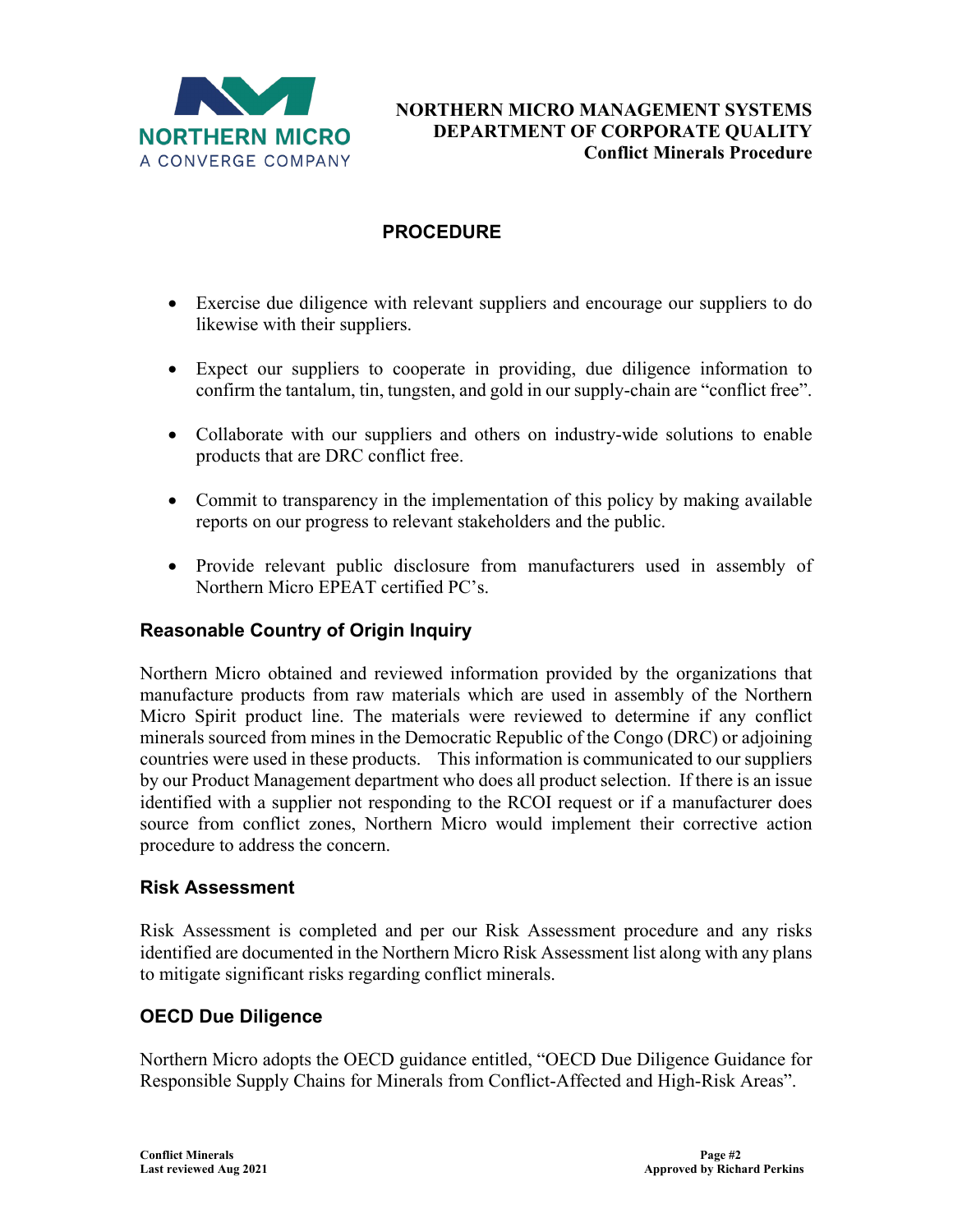## PROCEDURE

- Exercise due diligence with relevant suppliers and encourage our suppliers to do likewise with their suppliers.
- Expect our suppliers to cooperate in providing, due diligence information to confirm the tantalum, tin, tungsten, and gold in our supply-chain are "conflict free".
- Collaborate with our suppliers and others on industry-wide solutions to enable products that are DRC conflict free.
- Commit to transparency in the implementation of this policy by making available reports on our progress to relevant stakeholders and the public.
- Provide relevant public disclosure from manufacturers used in assembly of Northern Micro EPEAT certified PC's.

### Reasonable Country of Origin Inquiry

Northern Micro obtained and reviewed information provided by the organizations that manufacture products from raw materials which are used in assembly of the Northern Micro Spirit product line. The materials were reviewed to determine if any conflict minerals sourced from mines in the Democratic Republic of the Congo (DRC) or adjoining countries were used in these products. This information is communicated to our suppliers by our Product Management department who does all product selection. If there is an issue identified with a supplier not responding to the RCOI request or if a manufacturer does source from conflict zones, Northern Micro would implement their corrective action procedure to address the concern.

### Risk Assessment

Risk Assessment is completed and per our Risk Assessment procedure and any risks identified are documented in the Northern Micro Risk Assessment list along with any plans to mitigate significant risks regarding conflict minerals.

### OECD Due Diligence

Northern Micro adopts the OECD guidance entitled, "OECD Due Diligence Guidance for Responsible Supply Chains for Minerals from Conflict-Affected and High-Risk Areas".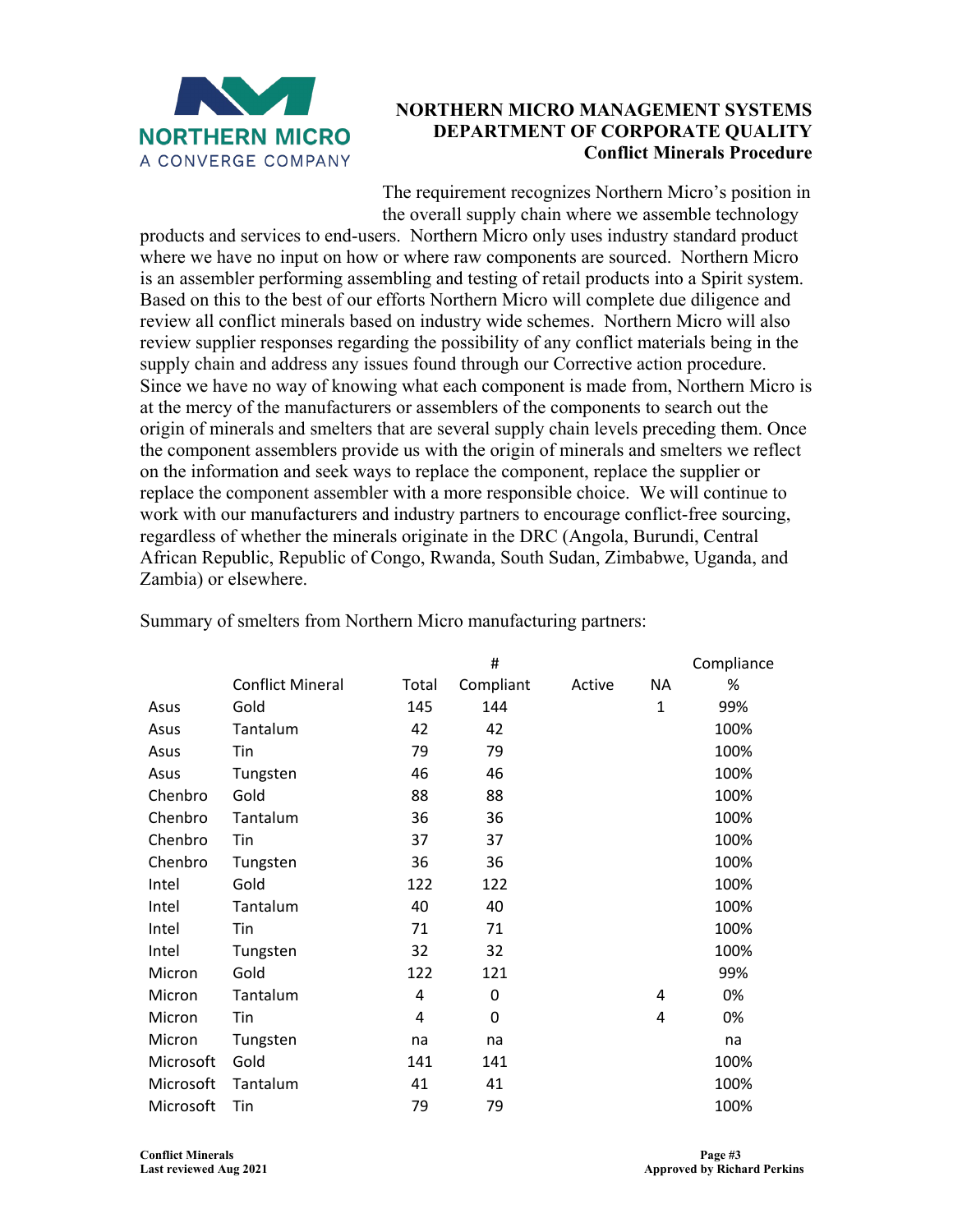NORTHERN MICRO

A CONVERGE COMPANY

**NORTHERN MICRO MANAGEMENT SYSTEMS**
**DEPARTMENT OF CORPORATE QUALITY**
**Conflict Minerals Procedure**

The requirement recognizes Northern Micro's position in the overall supply chain where we assemble technology products and services to end-users. Northern Micro only uses industry standard product where we have no input on how or where raw components are sourced. Northern Micro is an assembler performing assembling and testing of retail products into a Spirit system. Based on this to the best of our efforts Northern Micro will complete due diligence and review all conflict minerals based on industry wide schemes. Northern Micro will also review supplier responses regarding the possibility of any conflict materials being in the supply chain and address any issues found through our Corrective action procedure. Since we have no way of knowing what each component is made from, Northern Micro is at the mercy of the manufacturers or assemblers of the components to search out the origin of minerals and smelters that are several supply chain levels preceding them. Once the component assemblers provide us with the origin of minerals and smelters we reflect on the information and seek ways to replace the component, replace the supplier or replace the component assembler with a more responsible choice. We will continue to work with our manufacturers and industry partners to encourage conflict-free sourcing, regardless of whether the minerals originate in the DRC (Angola, Burundi, Central African Republic, Republic of Congo, Rwanda, South Sudan, Zimbabwe, Uganda, and Zambia) or elsewhere.

Summary of smelters from Northern Micro manufacturing partners:

| | Conflict Mineral | Total | # Compliant | Active | NA | Compliance % |
|---|---|---|---|---|---|---|
| Asus | Gold | 145 | 144 | | 1 | 99% |
| Asus | Tantalum | 42 | 42 | | | 100% |
| Asus | Tin | 79 | 79 | | | 100% |
| Asus | Tungsten | 46 | 46 | | | 100% |
| Chenbro | Gold | 88 | 88 | | | 100% |
| Chenbro | Tantalum | 36 | 36 | | | 100% |
| Chenbro | Tin | 37 | 37 | | | 100% |
| Chenbro | Tungsten | 36 | 36 | | | 100% |
| Intel | Gold | 122 | 122 | | | 100% |
| Intel | Tantalum | 40 | 40 | | | 100% |
| Intel | Tin | 71 | 71 | | | 100% |
| Intel | Tungsten | 32 | 32 | | | 100% |
| Micron | Gold | 122 | 121 | | | 99% |
| Micron | Tantalum | 4 | 0 | | 4 | 0% |
| Micron | Tin | 4 | 0 | | 4 | 0% |
| Micron | Tungsten | na | na | | | na |
| Microsoft | Gold | 141 | 141 | | | 100% |
| Microsoft | Tantalum | 41 | 41 | | | 100% |
| Microsoft | Tin | 79 | 79 | | | 100% |

**Conflict Minerals**
**Last reviewed Aug 2021**

**Approved by Richard Perkins**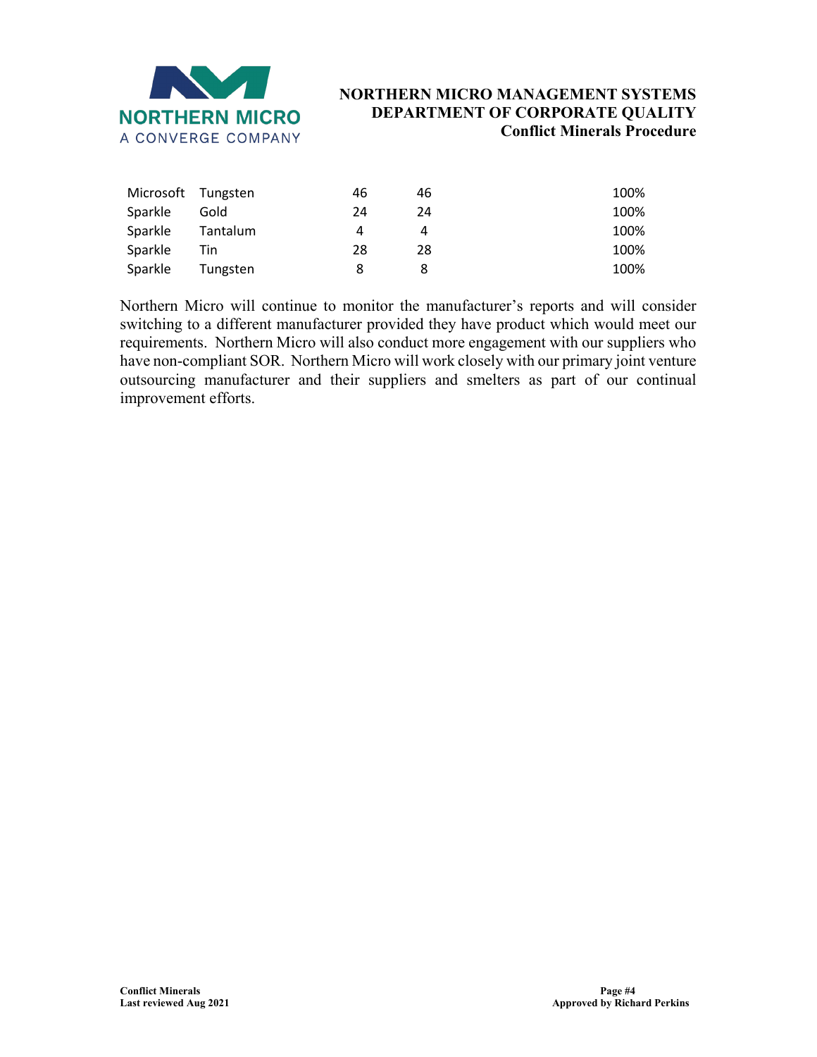| | | | | |
|---|---|---|---|---|
| Microsoft | Tungsten | 46 | 46 | 100% |
| Sparkle | Gold | 24 | 24 | 100% |
| Sparkle | Tantalum | 4 | 4 | 100% |
| Sparkle | Tin | 28 | 28 | 100% |
| Sparkle | Tungsten | 8 | 8 | 100% |

Northern Micro will continue to monitor the manufacturer's reports and will consider switching to a different manufacturer provided they have product which would meet our requirements. Northern Micro will also conduct more engagement with our suppliers who have non-compliant SOR. Northern Micro will work closely with our primary joint venture outsourcing manufacturer and their suppliers and smelters as part of our continual improvement efforts.